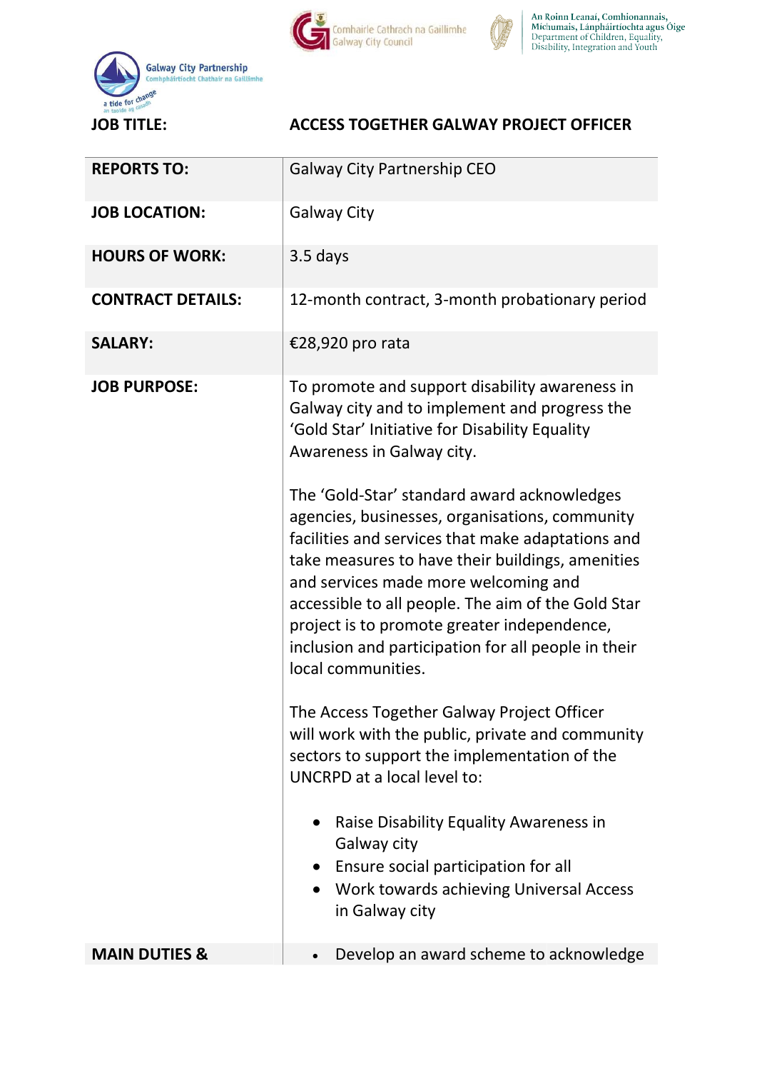| JOB TITLE: | ACCESS TOGETHER GALWAY PROJECT OFFICER |
|---|---|
| **REPORTS TO:** | Galway City Partnership CEO |
| **JOB LOCATION:** | Galway City |
| **HOURS OF WORK:** | 3.5 days |
| **CONTRACT DETAILS:** | 12-month contract, 3-month probationary period |
| **SALARY:** | €28,920 pro rata |
| **JOB PURPOSE:** | To promote and support disability awareness in Galway city and to implement and progress the 'Gold Star' Initiative for Disability Equality Awareness in Galway city.<br><br>The 'Gold-Star' standard award acknowledges agencies, businesses, organisations, community facilities and services that make adaptations and take measures to have their buildings, amenities and services made more welcoming and accessible to all people. The aim of the Gold Star project is to promote greater independence, inclusion and participation for all people in their local communities.<br><br>The Access Together Galway Project Officer will work with the public, private and community sectors to support the implementation of the UNCRPD at a local level to:<br><br>• Raise Disability Equality Awareness in Galway city<br>• Ensure social participation for all<br>• Work towards achieving Universal Access in Galway city |
| **MAIN DUTIES &** | • Develop an award scheme to acknowledge |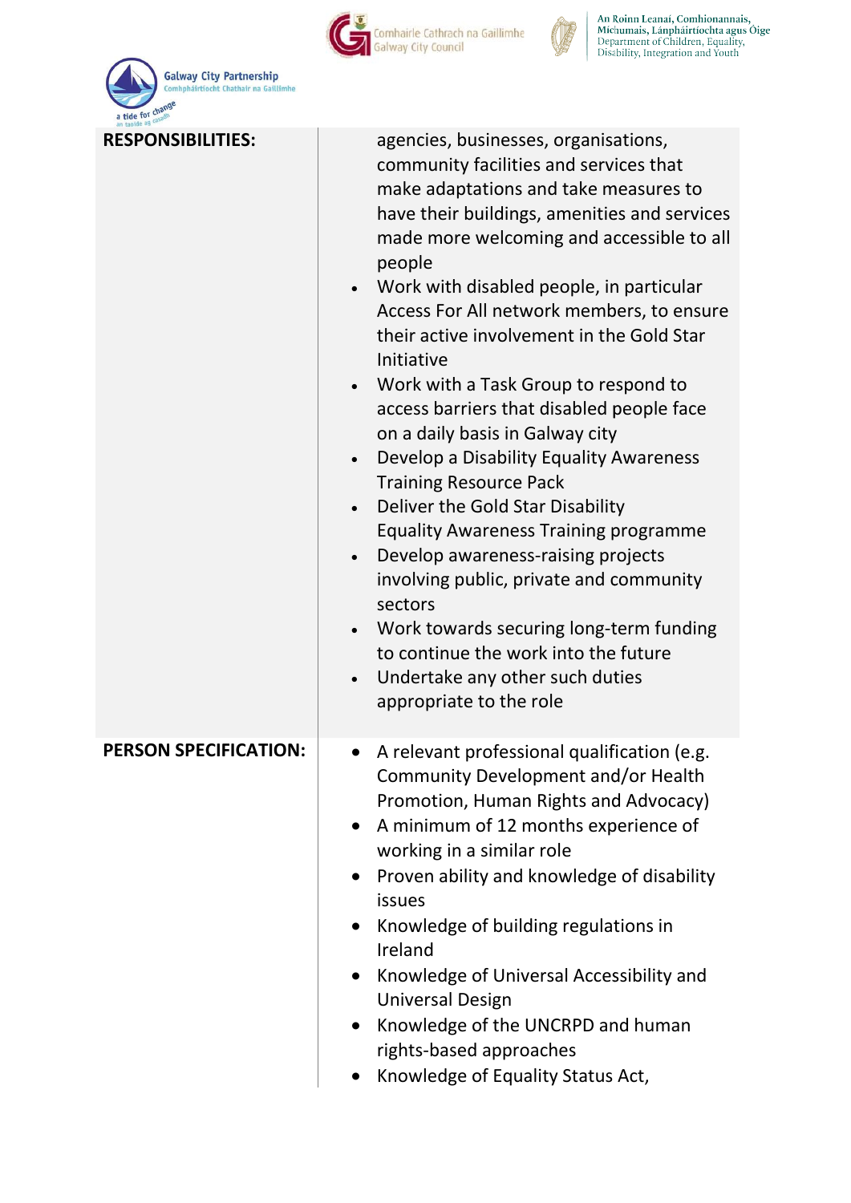| | |
|---|---|
| **RESPONSIBILITIES:** | agencies, businesses, organisations, community facilities and services that make adaptations and take measures to have their buildings, amenities and services made more welcoming and accessible to all people<br>• Work with disabled people, in particular Access For All network members, to ensure their active involvement in the Gold Star Initiative<br>• Work with a Task Group to respond to access barriers that disabled people face on a daily basis in Galway city<br>• Develop a Disability Equality Awareness Training Resource Pack<br>• Deliver the Gold Star Disability Equality Awareness Training programme<br>• Develop awareness-raising projects involving public, private and community sectors<br>• Work towards securing long-term funding to continue the work into the future<br>• Undertake any other such duties appropriate to the role |
| **PERSON SPECIFICATION:** | • A relevant professional qualification (e.g. Community Development and/or Health Promotion, Human Rights and Advocacy)<br>• A minimum of 12 months experience of working in a similar role<br>• Proven ability and knowledge of disability issues<br>• Knowledge of building regulations in Ireland<br>• Knowledge of Universal Accessibility and Universal Design<br>• Knowledge of the UNCRPD and human rights-based approaches<br>• Knowledge of Equality Status Act, |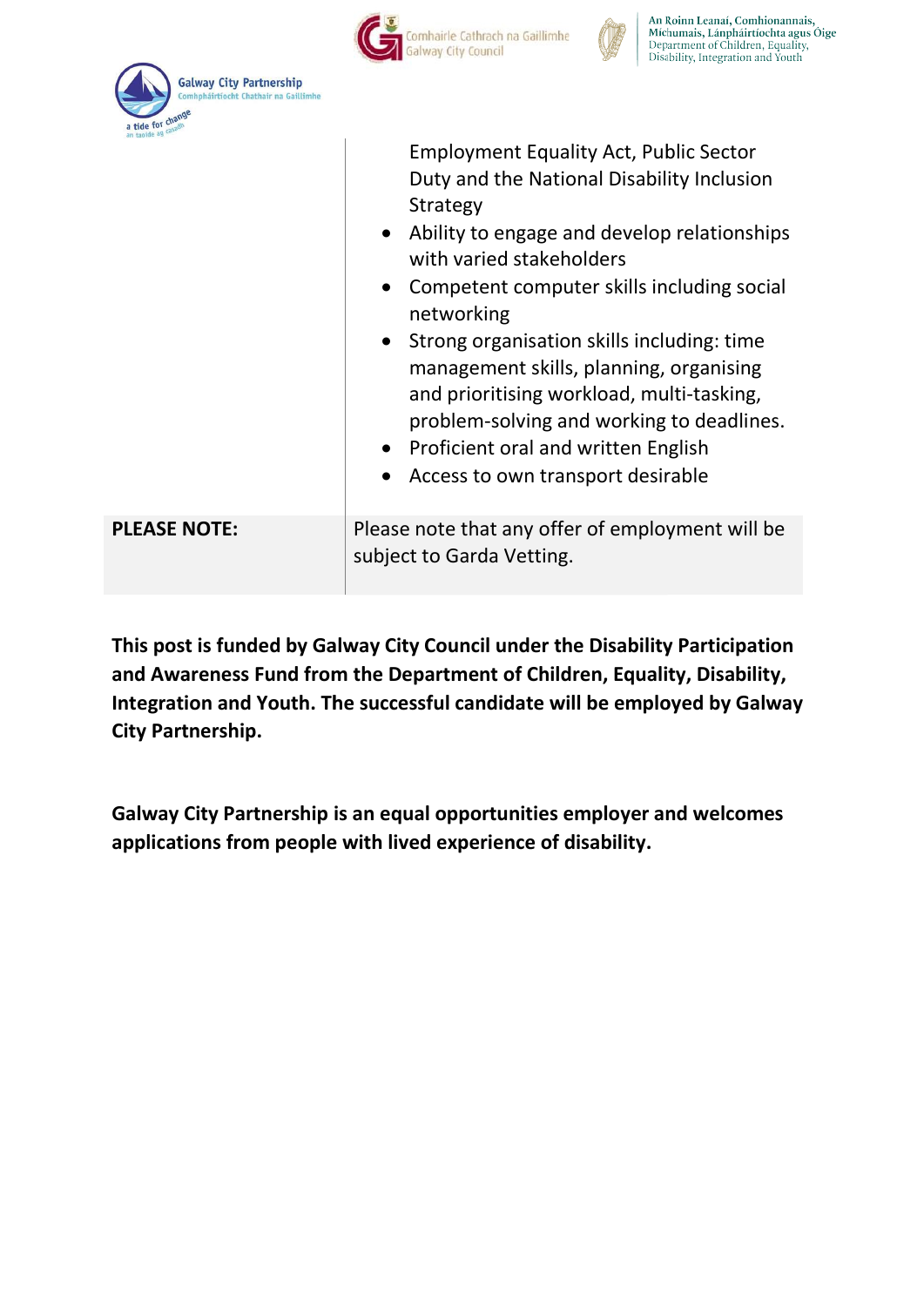| | |
|---|---|
| | Employment Equality Act, Public Sector Duty and the National Disability Inclusion Strategy<br>• Ability to engage and develop relationships with varied stakeholders<br>• Competent computer skills including social networking<br>• Strong organisation skills including: time management skills, planning, organising and prioritising workload, multi-tasking, problem-solving and working to deadlines.<br>• Proficient oral and written English<br>• Access to own transport desirable |
| **PLEASE NOTE:** | Please note that any offer of employment will be subject to Garda Vetting. |

**This post is funded by Galway City Council under the Disability Participation and Awareness Fund from the Department of Children, Equality, Disability, Integration and Youth. The successful candidate will be employed by Galway City Partnership.**

**Galway City Partnership is an equal opportunities employer and welcomes applications from people with lived experience of disability.**